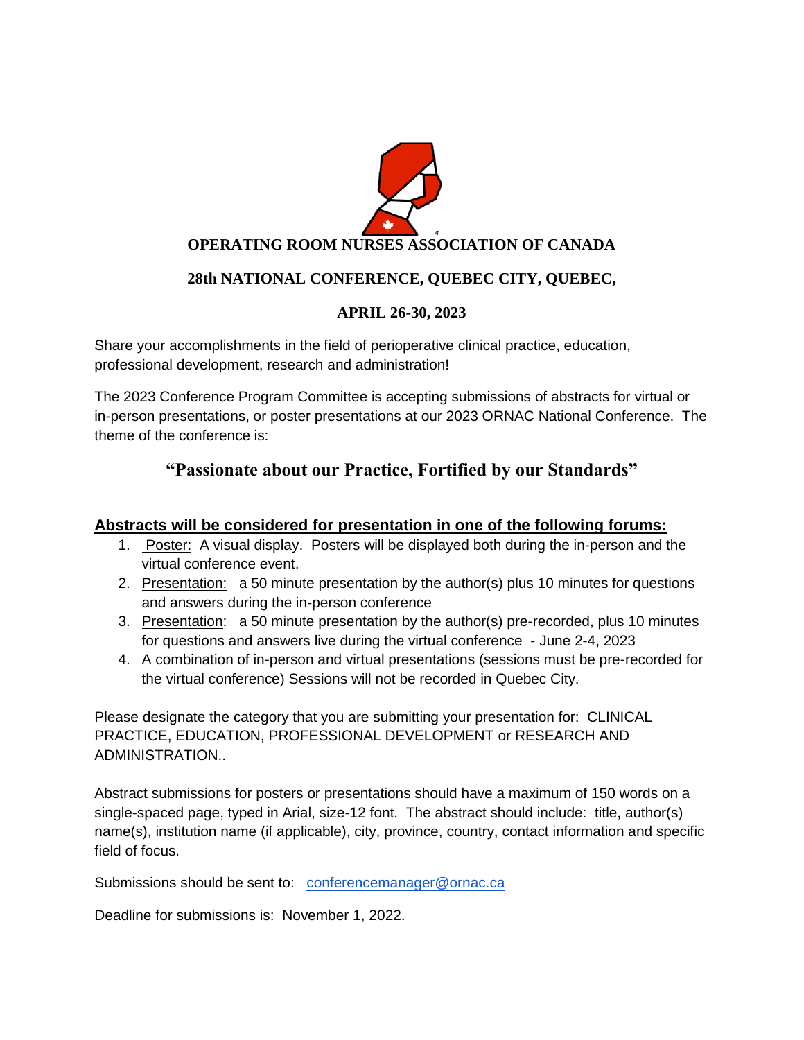# OPERATING ROOM NURSES ASSOCIATION OF CANADA

## 28th NATIONAL CONFERENCE, QUEBEC CITY, QUEBEC,

## APRIL 26-30, 2023

Share your accomplishments in the field of perioperative clinical practice, education, professional development, research and administration!

The 2023 Conference Program Committee is accepting submissions of abstracts for virtual or in-person presentations, or poster presentations at our 2023 ORNAC National Conference. The theme of the conference is:

### **"Passionate about our Practice, Fortified by our Standards"**

**Abstracts will be considered for presentation in one of the following forums:**

1. Poster: A visual display. Posters will be displayed both during the in-person and the virtual conference event.
2. Presentation: a 50 minute presentation by the author(s) plus 10 minutes for questions and answers during the in-person conference
3. Presentation: a 50 minute presentation by the author(s) pre-recorded, plus 10 minutes for questions and answers live during the virtual conference - June 2-4, 2023
4. A combination of in-person and virtual presentations (sessions must be pre-recorded for the virtual conference) Sessions will not be recorded in Quebec City.

Please designate the category that you are submitting your presentation for: CLINICAL PRACTICE, EDUCATION, PROFESSIONAL DEVELOPMENT or RESEARCH AND ADMINISTRATION..

Abstract submissions for posters or presentations should have a maximum of 150 words on a single-spaced page, typed in Arial, size-12 font. The abstract should include: title, author(s) name(s), institution name (if applicable), city, province, country, contact information and specific field of focus.

Submissions should be sent to: conferencemanager@ornac.ca

Deadline for submissions is: November 1, 2022.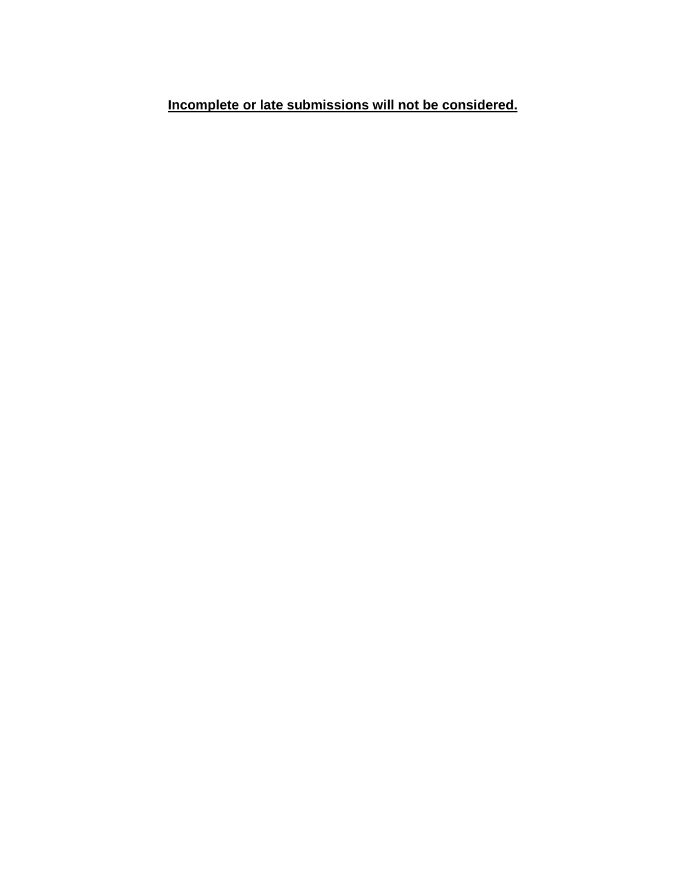**<u>Incomplete or late submissions will not be considered.</u>**